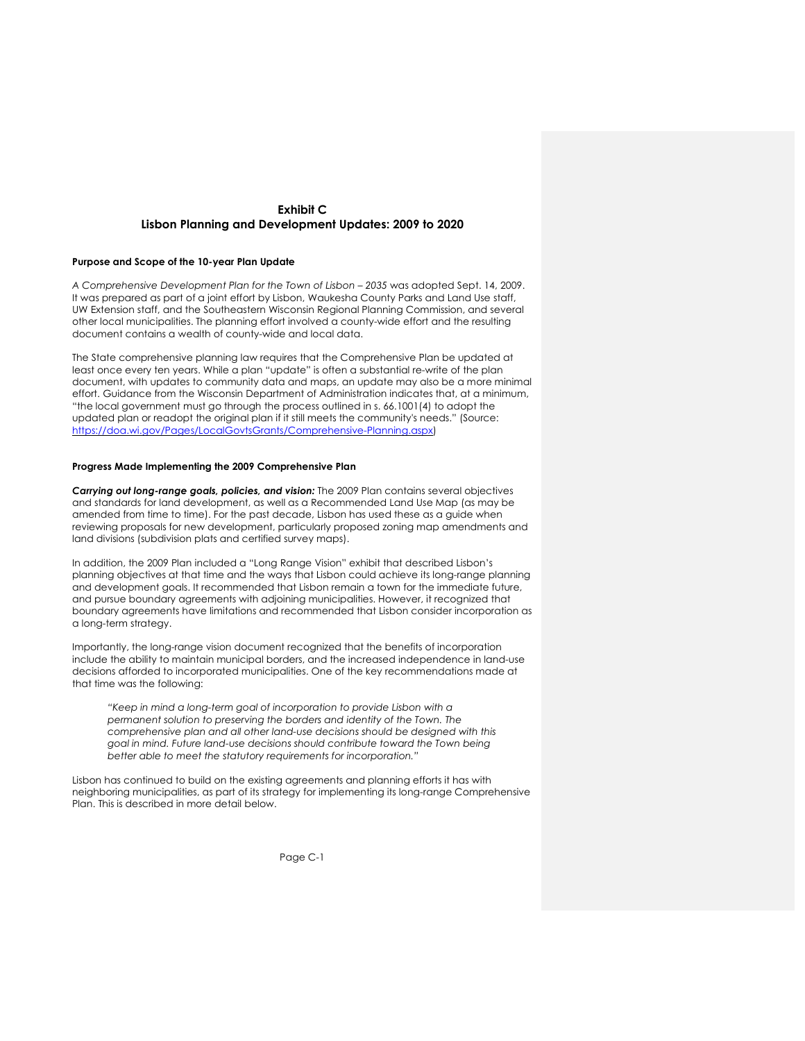# Exhibit C
# Lisbon Planning and Development Updates: 2009 to 2020

### Purpose and Scope of the 10-year Plan Update

*A Comprehensive Development Plan for the Town of Lisbon – 2035* was adopted Sept. 14, 2009. It was prepared as part of a joint effort by Lisbon, Waukesha County Parks and Land Use staff, UW Extension staff, and the Southeastern Wisconsin Regional Planning Commission, and several other local municipalities. The planning effort involved a county-wide effort and the resulting document contains a wealth of county-wide and local data.

The State comprehensive planning law requires that the Comprehensive Plan be updated at least once every ten years. While a plan "update" is often a substantial re-write of the plan document, with updates to community data and maps, an update may also be a more minimal effort. Guidance from the Wisconsin Department of Administration indicates that, at a minimum, "the local government must go through the process outlined in s. 66.1001(4) to adopt the updated plan or readopt the original plan if it still meets the community's needs." (Source: https://doa.wi.gov/Pages/LocalGovtsGrants/Comprehensive-Planning.aspx)

### Progress Made Implementing the 2009 Comprehensive Plan

***Carrying out long-range goals, policies, and vision:*** The 2009 Plan contains several objectives and standards for land development, as well as a Recommended Land Use Map (as may be amended from time to time). For the past decade, Lisbon has used these as a guide when reviewing proposals for new development, particularly proposed zoning map amendments and land divisions (subdivision plats and certified survey maps).

In addition, the 2009 Plan included a "Long Range Vision" exhibit that described Lisbon's planning objectives at that time and the ways that Lisbon could achieve its long-range planning and development goals. It recommended that Lisbon remain a town for the immediate future, and pursue boundary agreements with adjoining municipalities. However, it recognized that boundary agreements have limitations and recommended that Lisbon consider incorporation as a long-term strategy.

Importantly, the long-range vision document recognized that the benefits of incorporation include the ability to maintain municipal borders, and the increased independence in land-use decisions afforded to incorporated municipalities. One of the key recommendations made at that time was the following:

> *"Keep in mind a long-term goal of incorporation to provide Lisbon with a permanent solution to preserving the borders and identity of the Town. The comprehensive plan and all other land-use decisions should be designed with this goal in mind. Future land-use decisions should contribute toward the Town being better able to meet the statutory requirements for incorporation."*

Lisbon has continued to build on the existing agreements and planning efforts it has with neighboring municipalities, as part of its strategy for implementing its long-range Comprehensive Plan. This is described in more detail below.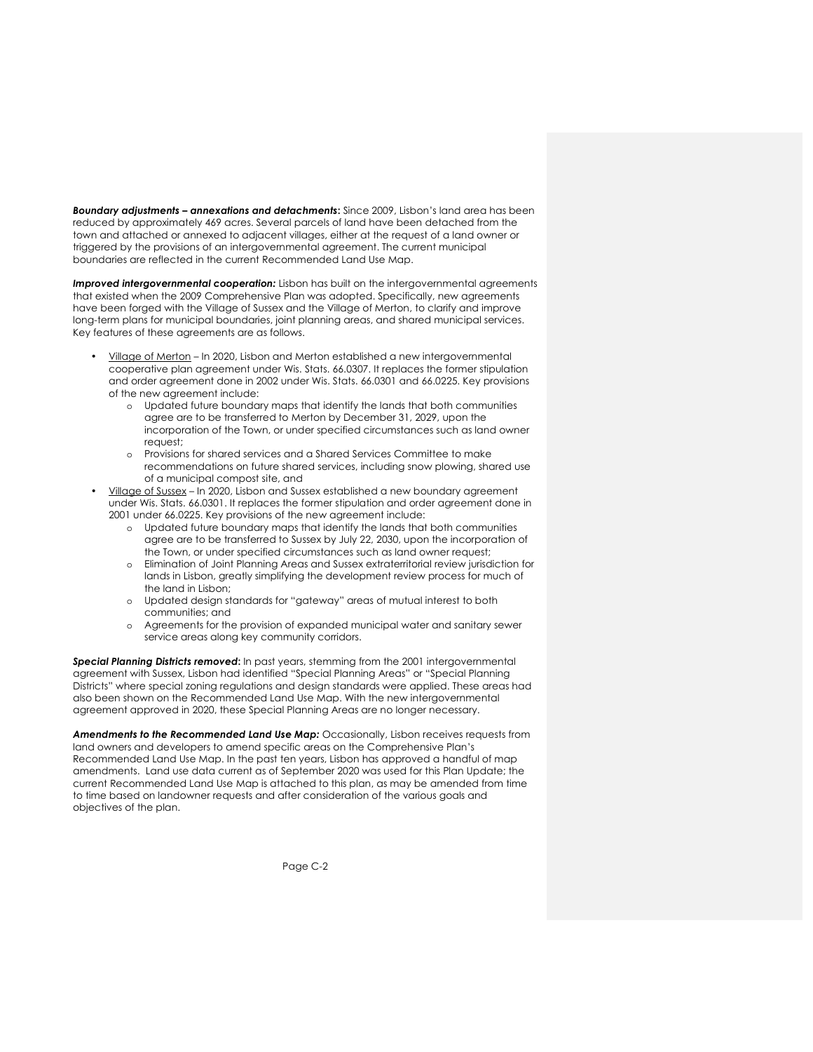***Boundary adjustments – annexations and detachments*:** Since 2009, Lisbon's land area has been reduced by approximately 469 acres. Several parcels of land have been detached from the town and attached or annexed to adjacent villages, either at the request of a land owner or triggered by the provisions of an intergovernmental agreement. The current municipal boundaries are reflected in the current Recommended Land Use Map.

***Improved intergovernmental cooperation:*** Lisbon has built on the intergovernmental agreements that existed when the 2009 Comprehensive Plan was adopted. Specifically, new agreements have been forged with the Village of Sussex and the Village of Merton, to clarify and improve long-term plans for municipal boundaries, joint planning areas, and shared municipal services. Key features of these agreements are as follows.

- <u>Village of Merton</u> – In 2020, Lisbon and Merton established a new intergovernmental cooperative plan agreement under Wis. Stats. 66.0307. It replaces the former stipulation and order agreement done in 2002 under Wis. Stats. 66.0301 and 66.0225. Key provisions of the new agreement include:
  - Updated future boundary maps that identify the lands that both communities agree are to be transferred to Merton by December 31, 2029, upon the incorporation of the Town, or under specified circumstances such as land owner request;
  - Provisions for shared services and a Shared Services Committee to make recommendations on future shared services, including snow plowing, shared use of a municipal compost site, and
- <u>Village of Sussex</u> – In 2020, Lisbon and Sussex established a new boundary agreement under Wis. Stats. 66.0301. It replaces the former stipulation and order agreement done in 2001 under 66.0225. Key provisions of the new agreement include:
  - Updated future boundary maps that identify the lands that both communities agree are to be transferred to Sussex by July 22, 2030, upon the incorporation of the Town, or under specified circumstances such as land owner request;
  - Elimination of Joint Planning Areas and Sussex extraterritorial review jurisdiction for lands in Lisbon, greatly simplifying the development review process for much of the land in Lisbon;
  - Updated design standards for "gateway" areas of mutual interest to both communities; and
  - Agreements for the provision of expanded municipal water and sanitary sewer service areas along key community corridors.

***Special Planning Districts removed*:** In past years, stemming from the 2001 intergovernmental agreement with Sussex, Lisbon had identified "Special Planning Areas" or "Special Planning Districts" where special zoning regulations and design standards were applied. These areas had also been shown on the Recommended Land Use Map. With the new intergovernmental agreement approved in 2020, these Special Planning Areas are no longer necessary.

***Amendments to the Recommended Land Use Map:*** Occasionally, Lisbon receives requests from land owners and developers to amend specific areas on the Comprehensive Plan's Recommended Land Use Map. In the past ten years, Lisbon has approved a handful of map amendments. Land use data current as of September 2020 was used for this Plan Update; the current Recommended Land Use Map is attached to this plan, as may be amended from time to time based on landowner requests and after consideration of the various goals and objectives of the plan.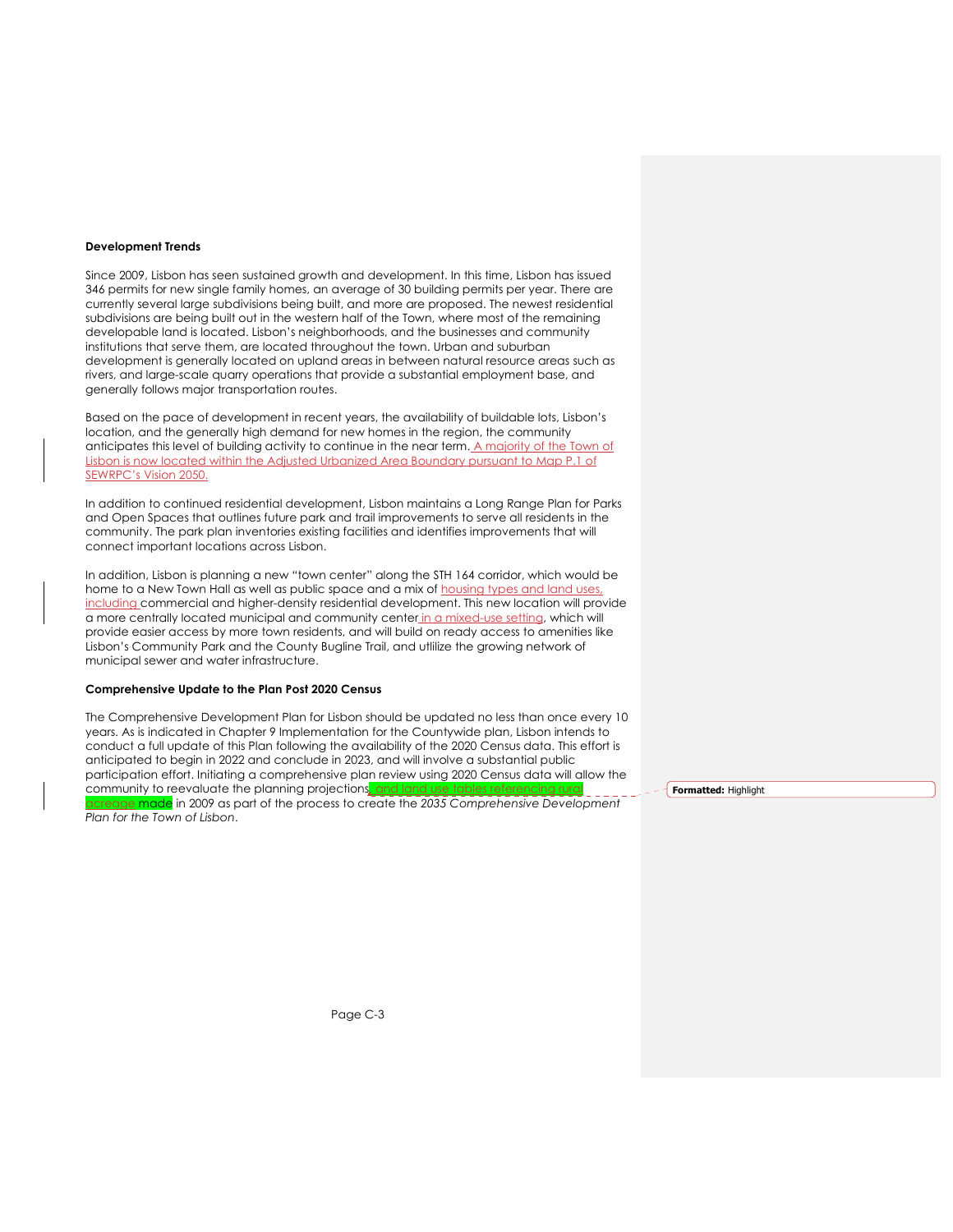**Development Trends**

Since 2009, Lisbon has seen sustained growth and development. In this time, Lisbon has issued 346 permits for new single family homes, an average of 30 building permits per year. There are currently several large subdivisions being built, and more are proposed. The newest residential subdivisions are being built out in the western half of the Town, where most of the remaining developable land is located. Lisbon's neighborhoods, and the businesses and community institutions that serve them, are located throughout the town. Urban and suburban development is generally located on upland areas in between natural resource areas such as rivers, and large-scale quarry operations that provide a substantial employment base, and generally follows major transportation routes.

Based on the pace of development in recent years, the availability of buildable lots, Lisbon's location, and the generally high demand for new homes in the region, the community anticipates this level of building activity to continue in the near term. A majority of the Town of Lisbon is now located within the Adjusted Urbanized Area Boundary pursuant to Map P.1 of SEWRPC's Vision 2050.

In addition to continued residential development, Lisbon maintains a Long Range Plan for Parks and Open Spaces that outlines future park and trail improvements to serve all residents in the community. The park plan inventories existing facilities and identifies improvements that will connect important locations across Lisbon.

In addition, Lisbon is planning a new "town center" along the STH 164 corridor, which would be home to a New Town Hall as well as public space and a mix of housing types and land uses, including commercial and higher-density residential development. This new location will provide a more centrally located municipal and community center in a mixed-use setting, which will provide easier access by more town residents, and will build on ready access to amenities like Lisbon's Community Park and the County Bugline Trail, and utilize the growing network of municipal sewer and water infrastructure.

**Comprehensive Update to the Plan Post 2020 Census**

The Comprehensive Development Plan for Lisbon should be updated no less than once every 10 years. As is indicated in Chapter 9 Implementation for the Countywide plan, Lisbon intends to conduct a full update of this Plan following the availability of the 2020 Census data. This effort is anticipated to begin in 2022 and conclude in 2023, and will involve a substantial public participation effort. Initiating a comprehensive plan review using 2020 Census data will allow the community to reevaluate the planning projections, and land use tables referencing rural acreage made in 2009 as part of the process to create the *2035 Comprehensive Development Plan for the Town of Lisbon*.

**Formatted:** Highlight